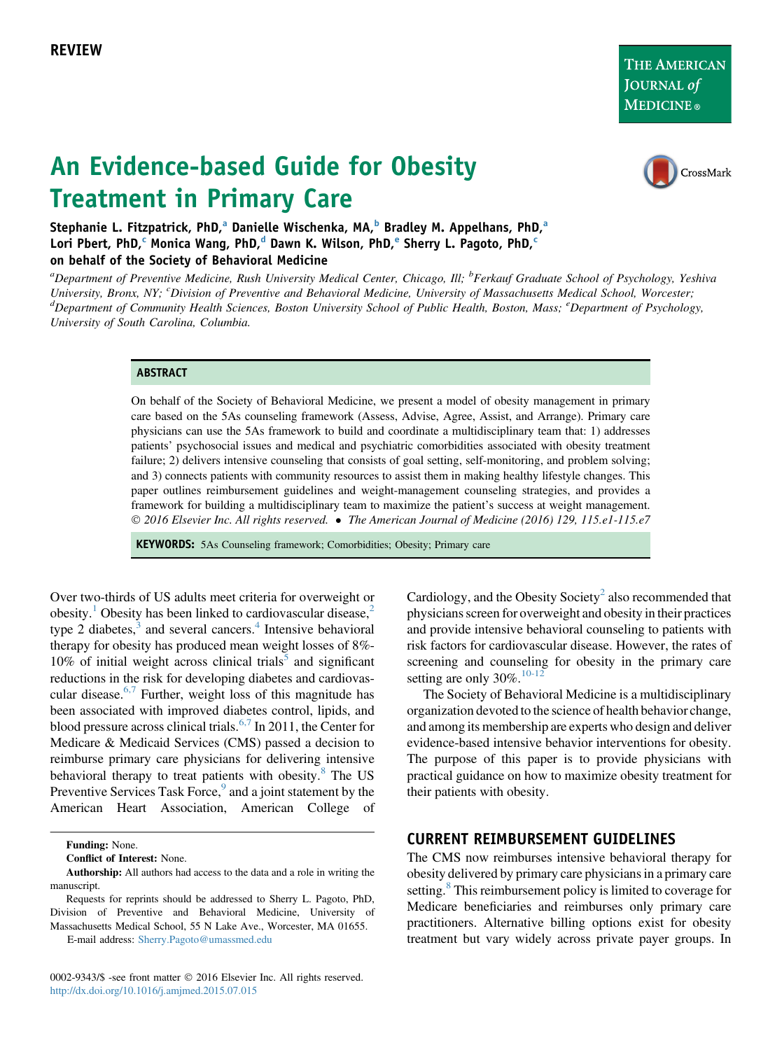REVIEW

# An Evidence-based Guide for Obesity Treatment in Primary Care

**Stephanie L. Fitzpatrick, PhD,[a] Danielle Wischenka, MA,[b] Bradley M. Appelhans, PhD,[a] Lori Pbert, PhD,[c] Monica Wang, PhD,[d] Dawn K. Wilson, PhD,[e] Sherry L. Pagoto, PhD,[c] on behalf of the Society of Behavioral Medicine**

*[a]Department of Preventive Medicine, Rush University Medical Center, Chicago, Ill; [b]Ferkauf Graduate School of Psychology, Yeshiva University, Bronx, NY; [c]Division of Preventive and Behavioral Medicine, University of Massachusetts Medical School, Worcester; [d]Department of Community Health Sciences, Boston University School of Public Health, Boston, Mass; [e]Department of Psychology, University of South Carolina, Columbia.*

## ABSTRACT

On behalf of the Society of Behavioral Medicine, we present a model of obesity management in primary care based on the 5As counseling framework (Assess, Advise, Agree, Assist, and Arrange). Primary care physicians can use the 5As framework to build and coordinate a multidisciplinary team that: 1) addresses patients' psychosocial issues and medical and psychiatric comorbidities associated with obesity treatment failure; 2) delivers intensive counseling that consists of goal setting, self-monitoring, and problem solving; and 3) connects patients with community resources to assist them in making healthy lifestyle changes. This paper outlines reimbursement guidelines and weight-management counseling strategies, and provides a framework for building a multidisciplinary team to maximize the patient's success at weight management.
*© 2016 Elsevier Inc. All rights reserved. • The American Journal of Medicine (2016) 129, 115.e1-115.e7*

**KEYWORDS:** 5As Counseling framework; Comorbidities; Obesity; Primary care

Over two-thirds of US adults meet criteria for overweight or obesity.[1] Obesity has been linked to cardiovascular disease,[2] type 2 diabetes,[3] and several cancers.[4] Intensive behavioral therapy for obesity has produced mean weight losses of 8%-10% of initial weight across clinical trials[5] and significant reductions in the risk for developing diabetes and cardiovascular disease.[6,7] Further, weight loss of this magnitude has been associated with improved diabetes control, lipids, and blood pressure across clinical trials.[6,7] In 2011, the Center for Medicare & Medicaid Services (CMS) passed a decision to reimburse primary care physicians for delivering intensive behavioral therapy to treat patients with obesity.[8] The US Preventive Services Task Force,[9] and a joint statement by the American Heart Association, American College of Cardiology, and the Obesity Society[2] also recommended that physicians screen for overweight and obesity in their practices and provide intensive behavioral counseling to patients with risk factors for cardiovascular disease. However, the rates of screening and counseling for obesity in the primary care setting are only 30%.[10-12]

The Society of Behavioral Medicine is a multidisciplinary organization devoted to the science of health behavior change, and among its membership are experts who design and deliver evidence-based intensive behavior interventions for obesity. The purpose of this paper is to provide physicians with practical guidance on how to maximize obesity treatment for their patients with obesity.

## CURRENT REIMBURSEMENT GUIDELINES

The CMS now reimburses intensive behavioral therapy for obesity delivered by primary care physicians in a primary care setting.[8] This reimbursement policy is limited to coverage for Medicare beneficiaries and reimburses only primary care practitioners. Alternative billing options exist for obesity treatment but vary widely across private payer groups. In

**Funding:** None.

**Conflict of Interest:** None.

**Authorship:** All authors had access to the data and a role in writing the manuscript.

Requests for reprints should be addressed to Sherry L. Pagoto, PhD, Division of Preventive and Behavioral Medicine, University of Massachusetts Medical School, 55 N Lake Ave., Worcester, MA 01655.

E-mail address: Sherry.Pagoto@umassmed.edu

0002-9343/$ -see front matter © 2016 Elsevier Inc. All rights reserved.
http://dx.doi.org/10.1016/j.amjmed.2015.07.015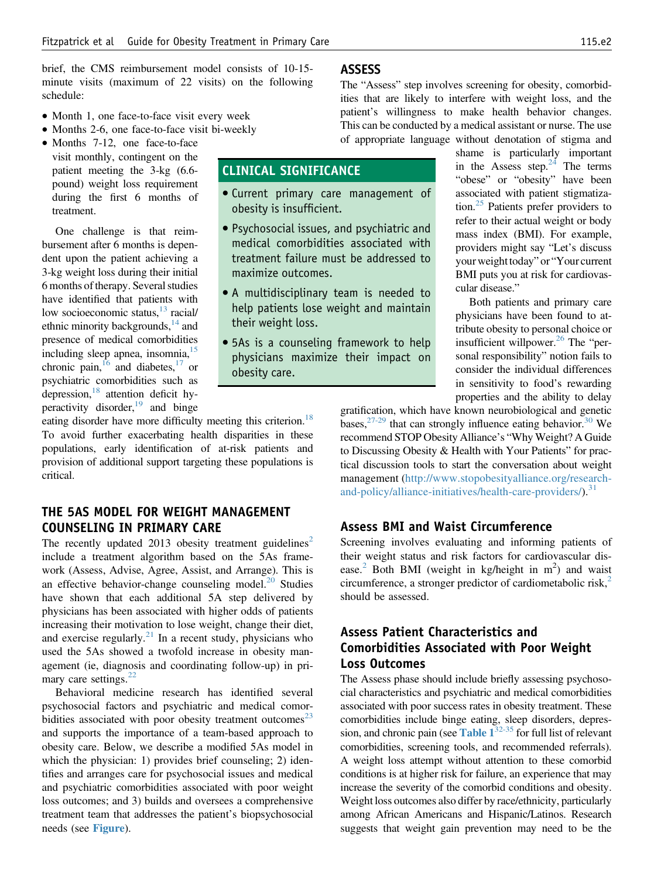brief, the CMS reimbursement model consists of 10-15-minute visits (maximum of 22 visits) on the following schedule:

- Month 1, one face-to-face visit every week
- Months 2-6, one face-to-face visit bi-weekly
- Months 7-12, one face-to-face visit monthly, contingent on the patient meeting the 3-kg (6.6-pound) weight loss requirement during the first 6 months of treatment.

One challenge is that reimbursement after 6 months is dependent upon the patient achieving a 3-kg weight loss during their initial 6 months of therapy. Several studies have identified that patients with low socioeconomic status,[13] racial/ethnic minority backgrounds,[14] and presence of medical comorbidities including sleep apnea, insomnia,[15] chronic pain,[16] and diabetes,[17] or psychiatric comorbidities such as depression,[18] attention deficit hyperactivity disorder,[19] and binge eating disorder have more difficulty meeting this criterion.[18] To avoid further exacerbating health disparities in these populations, early identification of at-risk patients and provision of additional support targeting these populations is critical.

## CLINICAL SIGNIFICANCE

- Current primary care management of obesity is insufficient.
- Psychosocial issues, and psychiatric and medical comorbidities associated with treatment failure must be addressed to maximize outcomes.
- A multidisciplinary team is needed to help patients lose weight and maintain their weight loss.
- 5As is a counseling framework to help physicians maximize their impact on obesity care.

## THE 5AS MODEL FOR WEIGHT MANAGEMENT COUNSELING IN PRIMARY CARE

The recently updated 2013 obesity treatment guidelines[2] include a treatment algorithm based on the 5As framework (Assess, Advise, Agree, Assist, and Arrange). This is an effective behavior-change counseling model.[20] Studies have shown that each additional 5A step delivered by physicians has been associated with higher odds of patients increasing their motivation to lose weight, change their diet, and exercise regularly.[21] In a recent study, physicians who used the 5As showed a twofold increase in obesity management (ie, diagnosis and coordinating follow-up) in primary care settings.[22]

Behavioral medicine research has identified several psychosocial factors and psychiatric and medical comorbidities associated with poor obesity treatment outcomes[23] and supports the importance of a team-based approach to obesity care. Below, we describe a modified 5As model in which the physician: 1) provides brief counseling; 2) identifies and arranges care for psychosocial issues and medical and psychiatric comorbidities associated with poor weight loss outcomes; and 3) builds and oversees a comprehensive treatment team that addresses the patient's biopsychosocial needs (see Figure).

## ASSESS

The "Assess" step involves screening for obesity, comorbidities that are likely to interfere with weight loss, and the patient's willingness to make health behavior changes. This can be conducted by a medical assistant or nurse. The use of appropriate language without denotation of stigma and shame is particularly important in the Assess step.[24] The terms "obese" or "obesity" have been associated with patient stigmatization.[25] Patients prefer providers to refer to their actual weight or body mass index (BMI). For example, providers might say "Let's discuss your weight today" or "Your current BMI puts you at risk for cardiovascular disease."

Both patients and primary care physicians have been found to attribute obesity to personal choice or insufficient willpower.[26] The "personal responsibility" notion fails to consider the individual differences in sensitivity to food's rewarding properties and the ability to delay gratification, which have known neurobiological and genetic bases,[27-29] that can strongly influence eating behavior.[30] We recommend STOP Obesity Alliance's "Why Weight? A Guide to Discussing Obesity & Health with Your Patients" for practical discussion tools to start the conversation about weight management (http://www.stopobesityalliance.org/research-and-policy/alliance-initiatives/health-care-providers/).[31]

### Assess BMI and Waist Circumference

Screening involves evaluating and informing patients of their weight status and risk factors for cardiovascular disease.[2] Both BMI (weight in kg/height in $m^2$) and waist circumference, a stronger predictor of cardiometabolic risk,[2] should be assessed.

### Assess Patient Characteristics and Comorbidities Associated with Poor Weight Loss Outcomes

The Assess phase should include briefly assessing psychosocial characteristics and psychiatric and medical comorbidities associated with poor success rates in obesity treatment. These comorbidities include binge eating, sleep disorders, depression, and chronic pain (see Table 1[32-35] for full list of relevant comorbidities, screening tools, and recommended referrals). A weight loss attempt without attention to these comorbid conditions is at higher risk for failure, an experience that may increase the severity of the comorbid conditions and obesity. Weight loss outcomes also differ by race/ethnicity, particularly among African Americans and Hispanic/Latinos. Research suggests that weight gain prevention may need to be the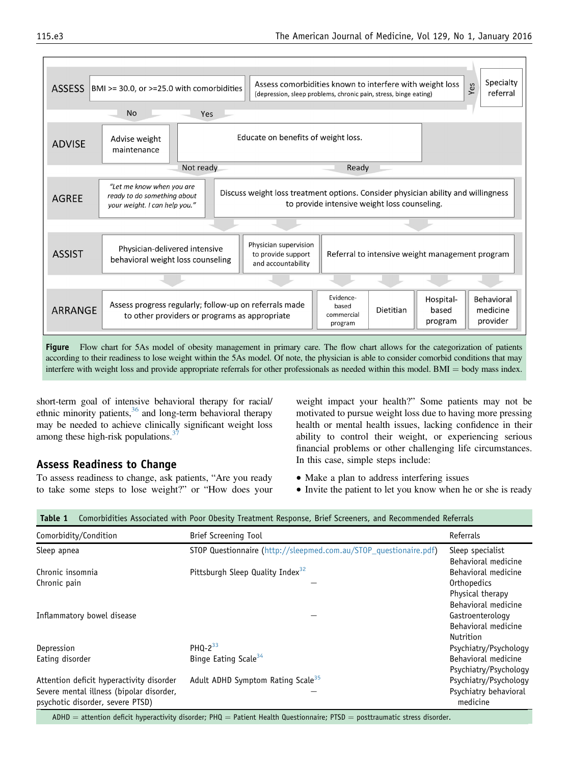**ASSESS**: BMI >= 30.0, or >=25.0 with comorbidities → Assess comorbidities known to interfere with weight loss (depression, sleep problems, chronic pain, stress, binge eating) → Yes → Specialty referral

No / Yes

**ADVISE**: Advise weight maintenance | Educate on benefits of weight loss.

Not ready / Ready

**AGREE**: *"Let me know when you are ready to do something about your weight. I can help you."* | Discuss weight loss treatment options. Consider physician ability and willingness to provide intensive weight loss counseling.

**ASSIST**: Physician-delivered intensive behavioral weight loss counseling | Physician supervision to provide support and accountability | Referral to intensive weight management program

**ARRANGE**: Assess progress regularly; follow-up on referrals made to other providers or programs as appropriate | Evidence-based commercial program | Dietitian | Hospital-based program | Behavioral medicine provider

**Figure** Flow chart for 5As model of obesity management in primary care. The flow chart allows for the categorization of patients according to their readiness to lose weight within the 5As model. Of note, the physician is able to consider comorbid conditions that may interfere with weight loss and provide appropriate referrals for other professionals as needed within this model. BMI = body mass index.

short-term goal of intensive behavioral therapy for racial/ethnic minority patients,[36] and long-term behavioral therapy may be needed to achieve clinically significant weight loss among these high-risk populations.[37]

## Assess Readiness to Change

To assess readiness to change, ask patients, "Are you ready to take some steps to lose weight?" or "How does your weight impact your health?" Some patients may not be motivated to pursue weight loss due to having more pressing health or mental health issues, lacking confidence in their ability to control their weight, or experiencing serious financial problems or other challenging life circumstances. In this case, simple steps include:

- Make a plan to address interfering issues
- Invite the patient to let you know when he or she is ready

**Table 1** Comorbidities Associated with Poor Obesity Treatment Response, Brief Screeners, and Recommended Referrals

| Comorbidity/Condition | Brief Screening Tool | Referrals |
|---|---|---|
| Sleep apnea | STOP Questionnaire (http://sleepmed.com.au/STOP_questionaire.pdf) | Sleep specialist<br>Behavioral medicine |
| Chronic insomnia | Pittsburgh Sleep Quality Index[32] | Behavioral medicine |
| Chronic pain | — | Orthopedics<br>Physical therapy<br>Behavioral medicine |
| Inflammatory bowel disease | — | Gastroenterology<br>Behavioral medicine<br>Nutrition |
| Depression | PHQ-2[33] | Psychiatry/Psychology |
| Eating disorder | Binge Eating Scale[34] | Behavioral medicine<br>Psychiatry/Psychology |
| Attention deficit hyperactivity disorder | Adult ADHD Symptom Rating Scale[35] | Psychiatry/Psychology |
| Severe mental illness (bipolar disorder, psychotic disorder, severe PTSD) | — | Psychiatry behavioral medicine |

ADHD = attention deficit hyperactivity disorder; PHQ = Patient Health Questionnaire; PTSD = posttraumatic stress disorder.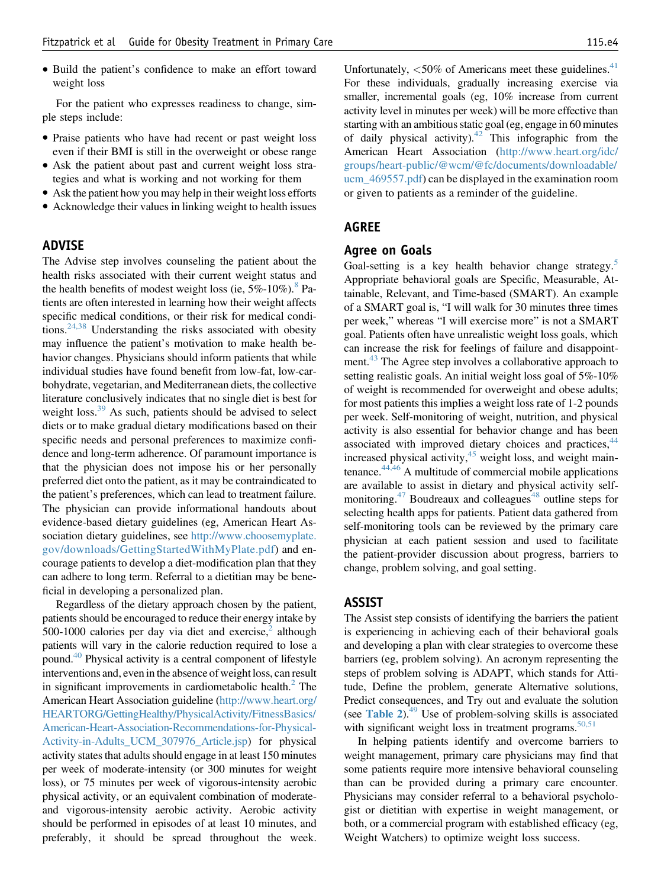- Build the patient's confidence to make an effort toward weight loss

For the patient who expresses readiness to change, simple steps include:

- Praise patients who have had recent or past weight loss even if their BMI is still in the overweight or obese range
- Ask the patient about past and current weight loss strategies and what is working and not working for them
- Ask the patient how you may help in their weight loss efforts
- Acknowledge their values in linking weight to health issues

## ADVISE

The Advise step involves counseling the patient about the health risks associated with their current weight status and the health benefits of modest weight loss (ie, 5%-10%).[8] Patients are often interested in learning how their weight affects specific medical conditions, or their risk for medical conditions.[24,38] Understanding the risks associated with obesity may influence the patient's motivation to make health behavior changes. Physicians should inform patients that while individual studies have found benefit from low-fat, low-carbohydrate, vegetarian, and Mediterranean diets, the collective literature conclusively indicates that no single diet is best for weight loss.[39] As such, patients should be advised to select diets or to make gradual dietary modifications based on their specific needs and personal preferences to maximize confidence and long-term adherence. Of paramount importance is that the physician does not impose his or her personally preferred diet onto the patient, as it may be contraindicated to the patient's preferences, which can lead to treatment failure. The physician can provide informational handouts about evidence-based dietary guidelines (eg, American Heart Association dietary guidelines, see http://www.choosemyplate.gov/downloads/GettingStartedWithMyPlate.pdf) and encourage patients to develop a diet-modification plan that they can adhere to long term. Referral to a dietitian may be beneficial in developing a personalized plan.

Regardless of the dietary approach chosen by the patient, patients should be encouraged to reduce their energy intake by 500-1000 calories per day via diet and exercise,[2] although patients will vary in the calorie reduction required to lose a pound.[40] Physical activity is a central component of lifestyle interventions and, even in the absence of weight loss, can result in significant improvements in cardiometabolic health.[2] The American Heart Association guideline (http://www.heart.org/HEARTORG/GettingHealthy/PhysicalActivity/FitnessBasics/American-Heart-Association-Recommendations-for-Physical-Activity-in-Adults_UCM_307976_Article.jsp) for physical activity states that adults should engage in at least 150 minutes per week of moderate-intensity (or 300 minutes for weight loss), or 75 minutes per week of vigorous-intensity aerobic physical activity, or an equivalent combination of moderate- and vigorous-intensity aerobic activity. Aerobic activity should be performed in episodes of at least 10 minutes, and preferably, it should be spread throughout the week. Unfortunately, <50% of Americans meet these guidelines.[41] For these individuals, gradually increasing exercise via smaller, incremental goals (eg, 10% increase from current activity level in minutes per week) will be more effective than starting with an ambitious static goal (eg, engage in 60 minutes of daily physical activity).[42] This infographic from the American Heart Association (http://www.heart.org/idc/groups/heart-public/@wcm/@fc/documents/downloadable/ucm_469557.pdf) can be displayed in the examination room or given to patients as a reminder of the guideline.

## AGREE

### Agree on Goals

Goal-setting is a key health behavior change strategy.[5] Appropriate behavioral goals are Specific, Measurable, Attainable, Relevant, and Time-based (SMART). An example of a SMART goal is, "I will walk for 30 minutes three times per week," whereas "I will exercise more" is not a SMART goal. Patients often have unrealistic weight loss goals, which can increase the risk for feelings of failure and disappointment.[43] The Agree step involves a collaborative approach to setting realistic goals. An initial weight loss goal of 5%-10% of weight is recommended for overweight and obese adults; for most patients this implies a weight loss rate of 1-2 pounds per week. Self-monitoring of weight, nutrition, and physical activity is also essential for behavior change and has been associated with improved dietary choices and practices,[44] increased physical activity,[45] weight loss, and weight maintenance.[44,46] A multitude of commercial mobile applications are available to assist in dietary and physical activity self-monitoring.[47] Boudreaux and colleagues[48] outline steps for selecting health apps for patients. Patient data gathered from self-monitoring tools can be reviewed by the primary care physician at each patient session and used to facilitate the patient-provider discussion about progress, barriers to change, problem solving, and goal setting.

## ASSIST

The Assist step consists of identifying the barriers the patient is experiencing in achieving each of their behavioral goals and developing a plan with clear strategies to overcome these barriers (eg, problem solving). An acronym representing the steps of problem solving is ADAPT, which stands for Attitude, Define the problem, generate Alternative solutions, Predict consequences, and Try out and evaluate the solution (see **Table 2**).[49] Use of problem-solving skills is associated with significant weight loss in treatment programs.[50,51]

In helping patients identify and overcome barriers to weight management, primary care physicians may find that some patients require more intensive behavioral counseling than can be provided during a primary care encounter. Physicians may consider referral to a behavioral psychologist or dietitian with expertise in weight management, or both, or a commercial program with established efficacy (eg, Weight Watchers) to optimize weight loss success.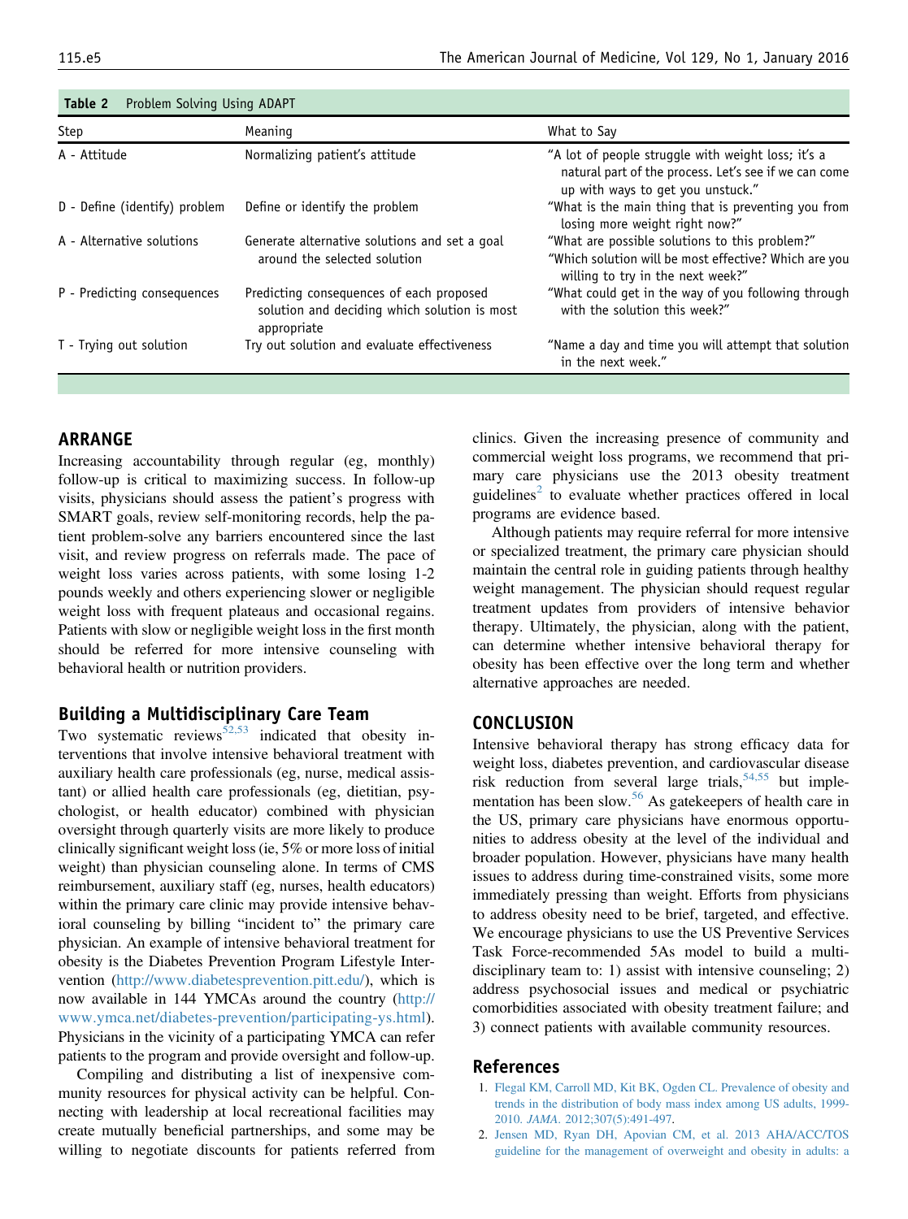**Table 2** Problem Solving Using ADAPT

| Step | Meaning | What to Say |
| --- | --- | --- |
| A - Attitude | Normalizing patient's attitude | "A lot of people struggle with weight loss; it's a natural part of the process. Let's see if we can come up with ways to get you unstuck." |
| D - Define (identify) problem | Define or identify the problem | "What is the main thing that is preventing you from losing more weight right now?" |
| A - Alternative solutions | Generate alternative solutions and set a goal around the selected solution | "What are possible solutions to this problem?" "Which solution will be most effective? Which are you willing to try in the next week?" |
| P - Predicting consequences | Predicting consequences of each proposed solution and deciding which solution is most appropriate | "What could get in the way of you following through with the solution this week?" |
| T - Trying out solution | Try out solution and evaluate effectiveness | "Name a day and time you will attempt that solution in the next week." |

## ARRANGE

Increasing accountability through regular (eg, monthly) follow-up is critical to maximizing success. In follow-up visits, physicians should assess the patient's progress with SMART goals, review self-monitoring records, help the patient problem-solve any barriers encountered since the last visit, and review progress on referrals made. The pace of weight loss varies across patients, with some losing 1-2 pounds weekly and others experiencing slower or negligible weight loss with frequent plateaus and occasional regains. Patients with slow or negligible weight loss in the first month should be referred for more intensive counseling with behavioral health or nutrition providers.

### Building a Multidisciplinary Care Team

Two systematic reviews[52,53] indicated that obesity interventions that involve intensive behavioral treatment with auxiliary health care professionals (eg, nurse, medical assistant) or allied health care professionals (eg, dietitian, psychologist, or health educator) combined with physician oversight through quarterly visits are more likely to produce clinically significant weight loss (ie, 5% or more loss of initial weight) than physician counseling alone. In terms of CMS reimbursement, auxiliary staff (eg, nurses, health educators) within the primary care clinic may provide intensive behavioral counseling by billing "incident to" the primary care physician. An example of intensive behavioral treatment for obesity is the Diabetes Prevention Program Lifestyle Intervention (http://www.diabetesprevention.pitt.edu/), which is now available in 144 YMCAs around the country (http://www.ymca.net/diabetes-prevention/participating-ys.html). Physicians in the vicinity of a participating YMCA can refer patients to the program and provide oversight and follow-up.

Compiling and distributing a list of inexpensive community resources for physical activity can be helpful. Connecting with leadership at local recreational facilities may create mutually beneficial partnerships, and some may be willing to negotiate discounts for patients referred from clinics. Given the increasing presence of community and commercial weight loss programs, we recommend that primary care physicians use the 2013 obesity treatment guidelines[2] to evaluate whether practices offered in local programs are evidence based.

Although patients may require referral for more intensive or specialized treatment, the primary care physician should maintain the central role in guiding patients through healthy weight management. The physician should request regular treatment updates from providers of intensive behavior therapy. Ultimately, the physician, along with the patient, can determine whether intensive behavioral therapy for obesity has been effective over the long term and whether alternative approaches are needed.

## CONCLUSION

Intensive behavioral therapy has strong efficacy data for weight loss, diabetes prevention, and cardiovascular disease risk reduction from several large trials,[54,55] but implementation has been slow.[56] As gatekeepers of health care in the US, primary care physicians have enormous opportunities to address obesity at the level of the individual and broader population. However, physicians have many health issues to address during time-constrained visits, some more immediately pressing than weight. Efforts from physicians to address obesity need to be brief, targeted, and effective. We encourage physicians to use the US Preventive Services Task Force-recommended 5As model to build a multidisciplinary team to: 1) assist with intensive counseling; 2) address psychosocial issues and medical or psychiatric comorbidities associated with obesity treatment failure; and 3) connect patients with available community resources.

## References

1. Flegal KM, Carroll MD, Kit BK, Ogden CL. Prevalence of obesity and trends in the distribution of body mass index among US adults, 1999-2010. *JAMA*. 2012;307(5):491-497.
2. Jensen MD, Ryan DH, Apovian CM, et al. 2013 AHA/ACC/TOS guideline for the management of overweight and obesity in adults: a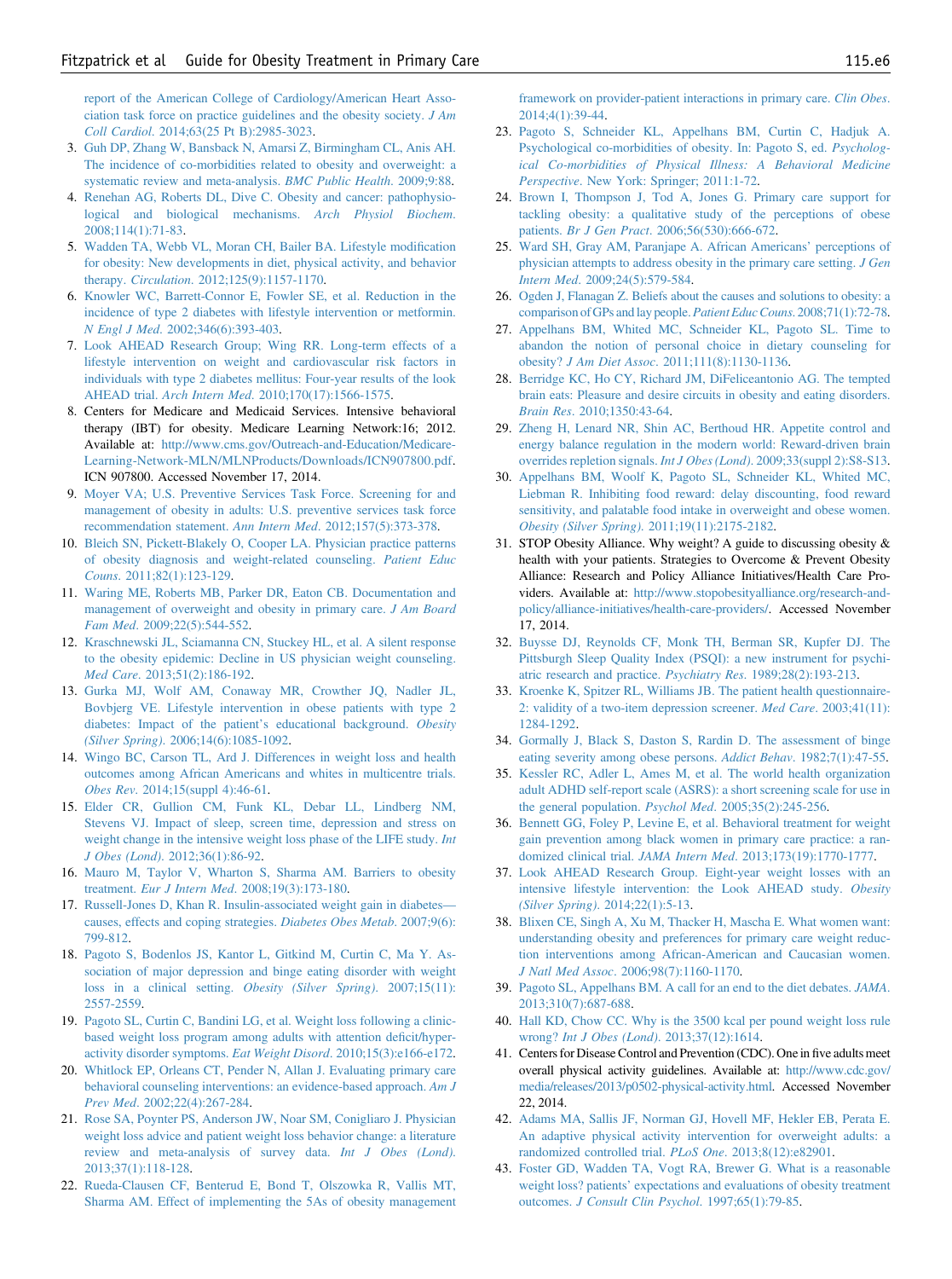report of the American College of Cardiology/American Heart Association task force on practice guidelines and the obesity society. *J Am Coll Cardiol*. 2014;63(25 Pt B):2985-3023.

3. Guh DP, Zhang W, Bansback N, Amarsi Z, Birmingham CL, Anis AH. The incidence of co-morbidities related to obesity and overweight: a systematic review and meta-analysis. *BMC Public Health*. 2009;9:88.
4. Renehan AG, Roberts DL, Dive C. Obesity and cancer: pathophysiological and biological mechanisms. *Arch Physiol Biochem*. 2008;114(1):71-83.
5. Wadden TA, Webb VL, Moran CH, Bailer BA. Lifestyle modification for obesity: New developments in diet, physical activity, and behavior therapy. *Circulation*. 2012;125(9):1157-1170.
6. Knowler WC, Barrett-Connor E, Fowler SE, et al. Reduction in the incidence of type 2 diabetes with lifestyle intervention or metformin. *N Engl J Med*. 2002;346(6):393-403.
7. Look AHEAD Research Group; Wing RR. Long-term effects of a lifestyle intervention on weight and cardiovascular risk factors in individuals with type 2 diabetes mellitus: Four-year results of the look AHEAD trial. *Arch Intern Med*. 2010;170(17):1566-1575.
8. Centers for Medicare and Medicaid Services. Intensive behavioral therapy (IBT) for obesity. Medicare Learning Network:16; 2012. Available at: http://www.cms.gov/Outreach-and-Education/Medicare-Learning-Network-MLN/MLNProducts/Downloads/ICN907800.pdf. ICN 907800. Accessed November 17, 2014.
9. Moyer VA; U.S. Preventive Services Task Force. Screening for and management of obesity in adults: U.S. preventive services task force recommendation statement. *Ann Intern Med*. 2012;157(5):373-378.
10. Bleich SN, Pickett-Blakely O, Cooper LA. Physician practice patterns of obesity diagnosis and weight-related counseling. *Patient Educ Couns*. 2011;82(1):123-129.
11. Waring ME, Roberts MB, Parker DR, Eaton CB. Documentation and management of overweight and obesity in primary care. *J Am Board Fam Med*. 2009;22(5):544-552.
12. Kraschnewski JL, Sciamanna CN, Stuckey HL, et al. A silent response to the obesity epidemic: Decline in US physician weight counseling. *Med Care*. 2013;51(2):186-192.
13. Gurka MJ, Wolf AM, Conaway MR, Crowther JQ, Nadler JL, Bovbjerg VE. Lifestyle intervention in obese patients with type 2 diabetes: Impact of the patient's educational background. *Obesity (Silver Spring)*. 2006;14(6):1085-1092.
14. Wingo BC, Carson TL, Ard J. Differences in weight loss and health outcomes among African Americans and whites in multicentre trials. *Obes Rev*. 2014;15(suppl 4):46-61.
15. Elder CR, Gullion CM, Funk KL, Debar LL, Lindberg NM, Stevens VJ. Impact of sleep, screen time, depression and stress on weight change in the intensive weight loss phase of the LIFE study. *Int J Obes (Lond)*. 2012;36(1):86-92.
16. Mauro M, Taylor V, Wharton S, Sharma AM. Barriers to obesity treatment. *Eur J Intern Med*. 2008;19(3):173-180.
17. Russell-Jones D, Khan R. Insulin-associated weight gain in diabetes—causes, effects and coping strategies. *Diabetes Obes Metab*. 2007;9(6):799-812.
18. Pagoto S, Bodenlos JS, Kantor L, Gitkind M, Curtin C, Ma Y. Association of major depression and binge eating disorder with weight loss in a clinical setting. *Obesity (Silver Spring)*. 2007;15(11):2557-2559.
19. Pagoto SL, Curtin C, Bandini LG, et al. Weight loss following a clinic-based weight loss program among adults with attention deficit/hyperactivity disorder symptoms. *Eat Weight Disord*. 2010;15(3):e166-e172.
20. Whitlock EP, Orleans CT, Pender N, Allan J. Evaluating primary care behavioral counseling interventions: an evidence-based approach. *Am J Prev Med*. 2002;22(4):267-284.
21. Rose SA, Poynter PS, Anderson JW, Noar SM, Conigliaro J. Physician weight loss advice and patient weight loss behavior change: a literature review and meta-analysis of survey data. *Int J Obes (Lond)*. 2013;37(1):118-128.
22. Rueda-Clausen CF, Benterud E, Bond T, Olszowka R, Vallis MT, Sharma AM. Effect of implementing the 5As of obesity management framework on provider-patient interactions in primary care. *Clin Obes*. 2014;4(1):39-44.
23. Pagoto S, Schneider KL, Appelhans BM, Curtin C, Hadjuk A. Psychological co-morbidities of obesity. In: Pagoto S, ed. *Psychological Co-morbidities of Physical Illness: A Behavioral Medicine Perspective*. New York: Springer; 2011:1-72.
24. Brown I, Thompson J, Tod A, Jones G. Primary care support for tackling obesity: a qualitative study of the perceptions of obese patients. *Br J Gen Pract*. 2006;56(530):666-672.
25. Ward SH, Gray AM, Paranjape A. African Americans' perceptions of physician attempts to address obesity in the primary care setting. *J Gen Intern Med*. 2009;24(5):579-584.
26. Ogden J, Flanagan Z. Beliefs about the causes and solutions to obesity: a comparison of GPs and lay people. *Patient Educ Couns*. 2008;71(1):72-78.
27. Appelhans BM, Whited MC, Schneider KL, Pagoto SL. Time to abandon the notion of personal choice in dietary counseling for obesity? *J Am Diet Assoc*. 2011;111(8):1130-1136.
28. Berridge KC, Ho CY, Richard JM, DiFeliceantonio AG. The tempted brain eats: Pleasure and desire circuits in obesity and eating disorders. *Brain Res*. 2010;1350:43-64.
29. Zheng H, Lenard NR, Shin AC, Berthoud HR. Appetite control and energy balance regulation in the modern world: Reward-driven brain overrides repletion signals. *Int J Obes (Lond)*. 2009;33(suppl 2):S8-S13.
30. Appelhans BM, Woolf K, Pagoto SL, Schneider KL, Whited MC, Liebman R. Inhibiting food reward: delay discounting, food reward sensitivity, and palatable food intake in overweight and obese women. *Obesity (Silver Spring)*. 2011;19(11):2175-2182.
31. STOP Obesity Alliance. Why weight? A guide to discussing obesity & health with your patients. Strategies to Overcome & Prevent Obesity Alliance: Research and Policy Alliance Initiatives/Health Care Providers. Available at: http://www.stopobesityalliance.org/research-and-policy/alliance-initiatives/health-care-providers/. Accessed November 17, 2014.
32. Buysse DJ, Reynolds CF, Monk TH, Berman SR, Kupfer DJ. The Pittsburgh Sleep Quality Index (PSQI): a new instrument for psychiatric research and practice. *Psychiatry Res*. 1989;28(2):193-213.
33. Kroenke K, Spitzer RL, Williams JB. The patient health questionnaire-2: validity of a two-item depression screener. *Med Care*. 2003;41(11):1284-1292.
34. Gormally J, Black S, Daston S, Rardin D. The assessment of binge eating severity among obese persons. *Addict Behav*. 1982;7(1):47-55.
35. Kessler RC, Adler L, Ames M, et al. The world health organization adult ADHD self-report scale (ASRS): a short screening scale for use in the general population. *Psychol Med*. 2005;35(2):245-256.
36. Bennett GG, Foley P, Levine E, et al. Behavioral treatment for weight gain prevention among black women in primary care practice: a randomized clinical trial. *JAMA Intern Med*. 2013;173(19):1770-1777.
37. Look AHEAD Research Group. Eight-year weight losses with an intensive lifestyle intervention: the Look AHEAD study. *Obesity (Silver Spring)*. 2014;22(1):5-13.
38. Blixen CE, Singh A, Xu M, Thacker H, Mascha E. What women want: understanding obesity and preferences for primary care weight reduction interventions among African-American and Caucasian women. *J Natl Med Assoc*. 2006;98(7):1160-1170.
39. Pagoto SL, Appelhans BM. A call for an end to the diet debates. *JAMA*. 2013;310(7):687-688.
40. Hall KD, Chow CC. Why is the 3500 kcal per pound weight loss rule wrong? *Int J Obes (Lond)*. 2013;37(12):1614.
41. Centers for Disease Control and Prevention (CDC). One in five adults meet overall physical activity guidelines. Available at: http://www.cdc.gov/media/releases/2013/p0502-physical-activity.html. Accessed November 22, 2014.
42. Adams MA, Sallis JF, Norman GJ, Hovell MF, Hekler EB, Perata E. An adaptive physical activity intervention for overweight adults: a randomized controlled trial. *PLoS One*. 2013;8(12):e82901.
43. Foster GD, Wadden TA, Vogt RA, Brewer G. What is a reasonable weight loss? patients' expectations and evaluations of obesity treatment outcomes. *J Consult Clin Psychol*. 1997;65(1):79-85.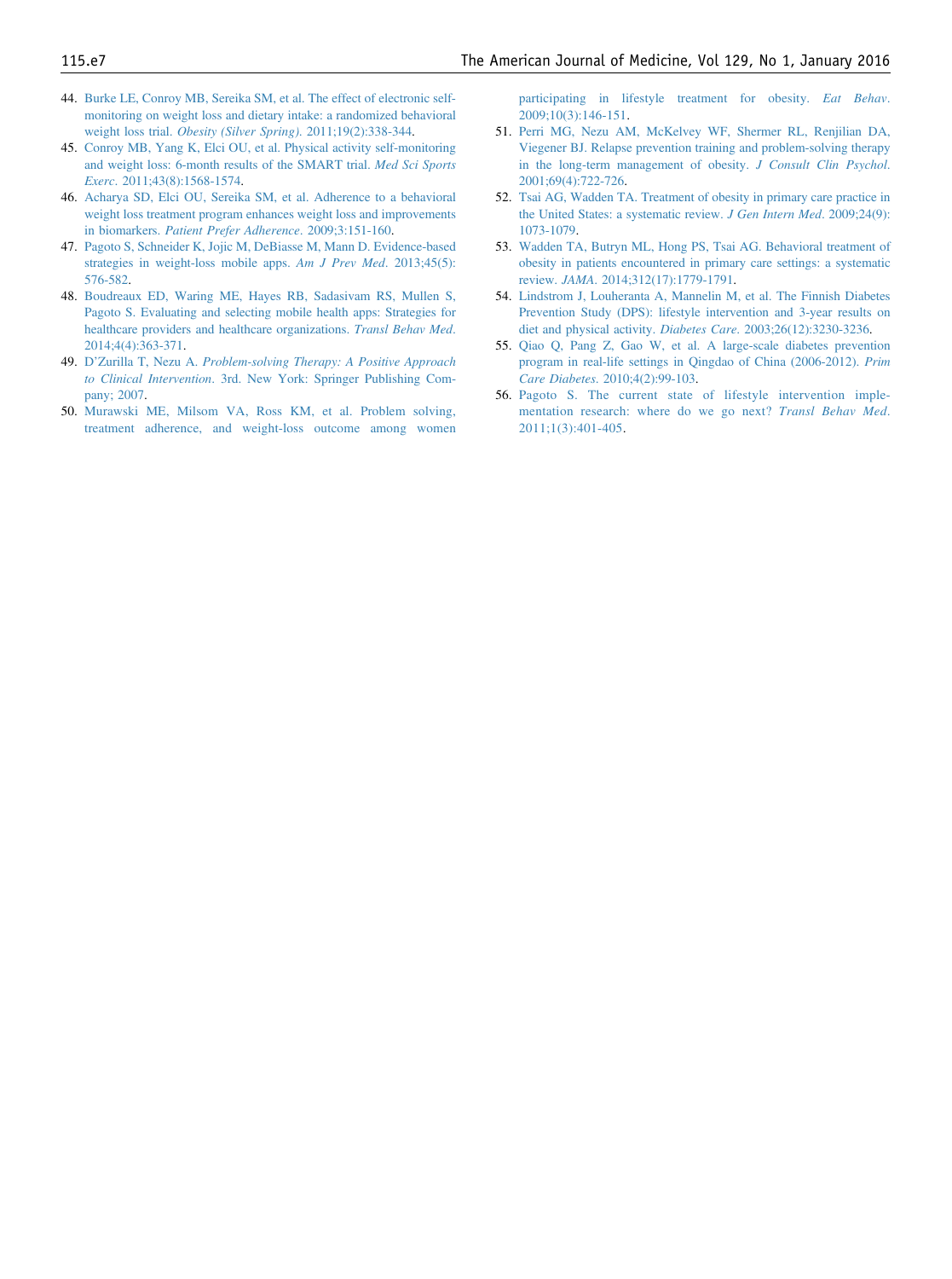44. Burke LE, Conroy MB, Sereika SM, et al. The effect of electronic self-monitoring on weight loss and dietary intake: a randomized behavioral weight loss trial. *Obesity (Silver Spring)*. 2011;19(2):338-344.
45. Conroy MB, Yang K, Elci OU, et al. Physical activity self-monitoring and weight loss: 6-month results of the SMART trial. *Med Sci Sports Exerc*. 2011;43(8):1568-1574.
46. Acharya SD, Elci OU, Sereika SM, et al. Adherence to a behavioral weight loss treatment program enhances weight loss and improvements in biomarkers. *Patient Prefer Adherence*. 2009;3:151-160.
47. Pagoto S, Schneider K, Jojic M, DeBiasse M, Mann D. Evidence-based strategies in weight-loss mobile apps. *Am J Prev Med*. 2013;45(5):576-582.
48. Boudreaux ED, Waring ME, Hayes RB, Sadasivam RS, Mullen S, Pagoto S. Evaluating and selecting mobile health apps: Strategies for healthcare providers and healthcare organizations. *Transl Behav Med*. 2014;4(4):363-371.
49. D'Zurilla T, Nezu A. *Problem-solving Therapy: A Positive Approach to Clinical Intervention*. 3rd. New York: Springer Publishing Company; 2007.
50. Murawski ME, Milsom VA, Ross KM, et al. Problem solving, treatment adherence, and weight-loss outcome among women participating in lifestyle treatment for obesity. *Eat Behav*. 2009;10(3):146-151.
51. Perri MG, Nezu AM, McKelvey WF, Shermer RL, Renjilian DA, Viegener BJ. Relapse prevention training and problem-solving therapy in the long-term management of obesity. *J Consult Clin Psychol*. 2001;69(4):722-726.
52. Tsai AG, Wadden TA. Treatment of obesity in primary care practice in the United States: a systematic review. *J Gen Intern Med*. 2009;24(9):1073-1079.
53. Wadden TA, Butryn ML, Hong PS, Tsai AG. Behavioral treatment of obesity in patients encountered in primary care settings: a systematic review. *JAMA*. 2014;312(17):1779-1791.
54. Lindstrom J, Louheranta A, Mannelin M, et al. The Finnish Diabetes Prevention Study (DPS): lifestyle intervention and 3-year results on diet and physical activity. *Diabetes Care*. 2003;26(12):3230-3236.
55. Qiao Q, Pang Z, Gao W, et al. A large-scale diabetes prevention program in real-life settings in Qingdao of China (2006-2012). *Prim Care Diabetes*. 2010;4(2):99-103.
56. Pagoto S. The current state of lifestyle intervention implementation research: where do we go next? *Transl Behav Med*. 2011;1(3):401-405.